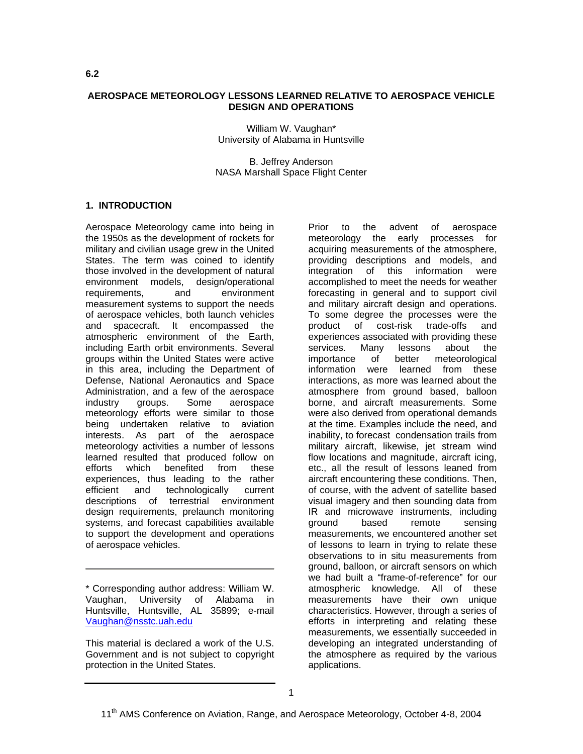6.2

# AEROSPACE METEOROLOGY LESSONS LEARNED RELATIVE TO AEROSPACE VEHICLE DESIGN AND OPERATIONS

William W. Vaughan*
University of Alabama in Huntsville

B. Jeffrey Anderson
NASA Marshall Space Flight Center

## 1. INTRODUCTION

Aerospace Meteorology came into being in the 1950s as the development of rockets for military and civilian usage grew in the United States. The term was coined to identify those involved in the development of natural environment models, design/operational requirements, and environment measurement systems to support the needs of aerospace vehicles, both launch vehicles and spacecraft. It encompassed the atmospheric environment of the Earth, including Earth orbit environments. Several groups within the United States were active in this area, including the Department of Defense, National Aeronautics and Space Administration, and a few of the aerospace industry groups. Some aerospace meteorology efforts were similar to those being undertaken relative to aviation interests. As part of the aerospace meteorology activities a number of lessons learned resulted that produced follow on efforts which benefited from these experiences, thus leading to the rather efficient and technologically current descriptions of terrestrial environment design requirements, prelaunch monitoring systems, and forecast capabilities available to support the development and operations of aerospace vehicles.

Prior to the advent of aerospace meteorology the early processes for acquiring measurements of the atmosphere, providing descriptions and models, and integration of this information were accomplished to meet the needs for weather forecasting in general and to support civil and military aircraft design and operations. To some degree the processes were the product of cost-risk trade-offs and experiences associated with providing these services. Many lessons about the importance of better meteorological information were learned from these interactions, as more was learned about the atmosphere from ground based, balloon borne, and aircraft measurements. Some were also derived from operational demands at the time. Examples include the need, and inability, to forecast condensation trails from military aircraft, likewise, jet stream wind flow locations and magnitude, aircraft icing, etc., all the result of lessons leaned from aircraft encountering these conditions. Then, of course, with the advent of satellite based visual imagery and then sounding data from IR and microwave instruments, including ground based remote sensing measurements, we encountered another set of lessons to learn in trying to relate these observations to in situ measurements from ground, balloon, or aircraft sensors on which we had built a "frame-of-reference" for our atmospheric knowledge. All of these measurements have their own unique characteristics. However, through a series of efforts in interpreting and relating these measurements, we essentially succeeded in developing an integrated understanding of the atmosphere as required by the various applications.

---

* Corresponding author address: William W. Vaughan, University of Alabama in Huntsville, Huntsville, AL 35899; e-mail Vaughan@nsstc.uah.edu

This material is declared a work of the U.S. Government and is not subject to copyright protection in the United States.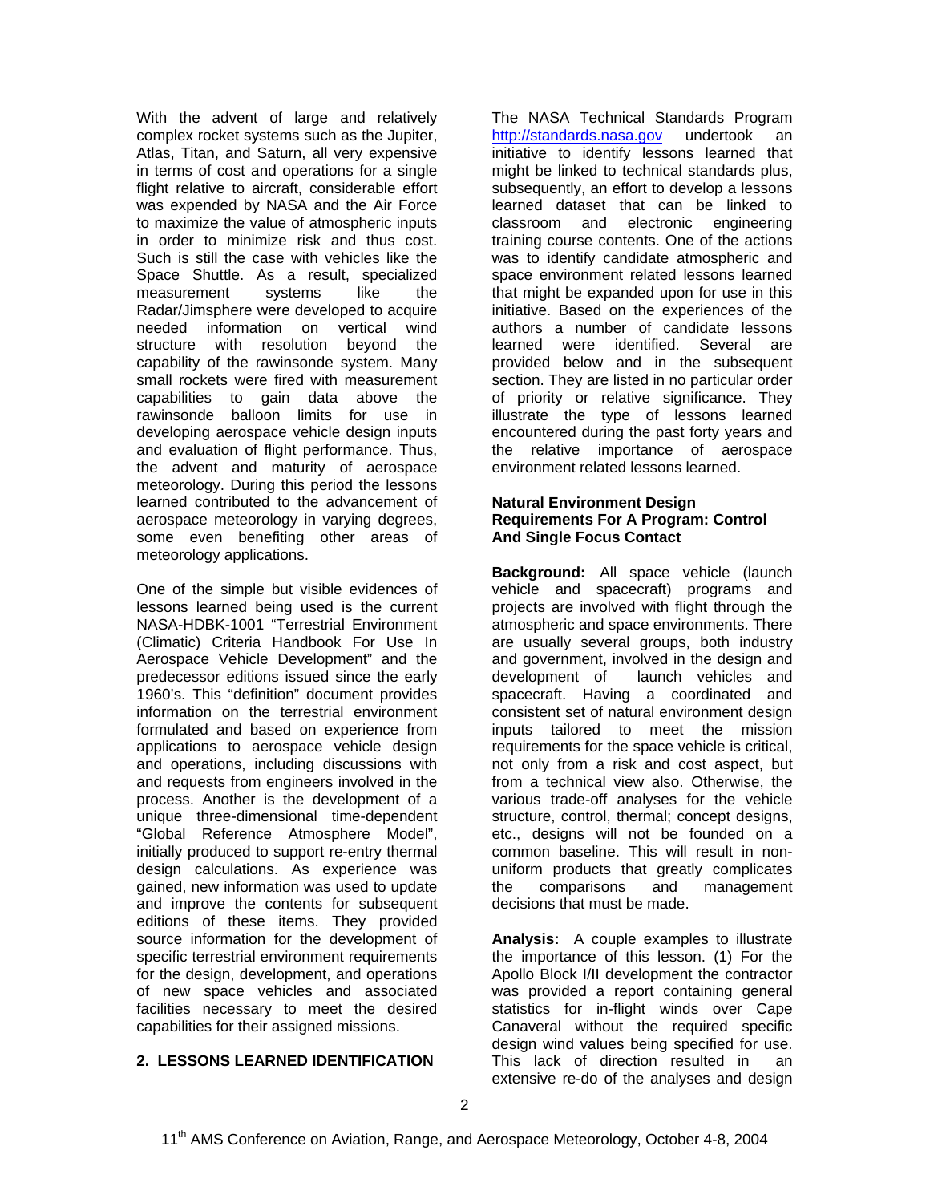With the advent of large and relatively complex rocket systems such as the Jupiter, Atlas, Titan, and Saturn, all very expensive in terms of cost and operations for a single flight relative to aircraft, considerable effort was expended by NASA and the Air Force to maximize the value of atmospheric inputs in order to minimize risk and thus cost. Such is still the case with vehicles like the Space Shuttle. As a result, specialized measurement systems like the Radar/Jimsphere were developed to acquire needed information on vertical wind structure with resolution beyond the capability of the rawinsonde system. Many small rockets were fired with measurement capabilities to gain data above the rawinsonde balloon limits for use in developing aerospace vehicle design inputs and evaluation of flight performance. Thus, the advent and maturity of aerospace meteorology. During this period the lessons learned contributed to the advancement of aerospace meteorology in varying degrees, some even benefiting other areas of meteorology applications.

One of the simple but visible evidences of lessons learned being used is the current NASA-HDBK-1001 "Terrestrial Environment (Climatic) Criteria Handbook For Use In Aerospace Vehicle Development" and the predecessor editions issued since the early 1960's. This "definition" document provides information on the terrestrial environment formulated and based on experience from applications to aerospace vehicle design and operations, including discussions with and requests from engineers involved in the process. Another is the development of a unique three-dimensional time-dependent "Global Reference Atmosphere Model", initially produced to support re-entry thermal design calculations. As experience was gained, new information was used to update and improve the contents for subsequent editions of these items. They provided source information for the development of specific terrestrial environment requirements for the design, development, and operations of new space vehicles and associated facilities necessary to meet the desired capabilities for their assigned missions.

## 2. LESSONS LEARNED IDENTIFICATION

The NASA Technical Standards Program http://standards.nasa.gov undertook an initiative to identify lessons learned that might be linked to technical standards plus, subsequently, an effort to develop a lessons learned dataset that can be linked to classroom and electronic engineering training course contents. One of the actions was to identify candidate atmospheric and space environment related lessons learned that might be expanded upon for use in this initiative. Based on the experiences of the authors a number of candidate lessons learned were identified. Several are provided below and in the subsequent section. They are listed in no particular order of priority or relative significance. They illustrate the type of lessons learned encountered during the past forty years and the relative importance of aerospace environment related lessons learned.

**Natural Environment Design Requirements For A Program: Control And Single Focus Contact**

**Background:** All space vehicle (launch vehicle and spacecraft) programs and projects are involved with flight through the atmospheric and space environments. There are usually several groups, both industry and government, involved in the design and development of launch vehicles and spacecraft. Having a coordinated and consistent set of natural environment design inputs tailored to meet the mission requirements for the space vehicle is critical, not only from a risk and cost aspect, but from a technical view also. Otherwise, the various trade-off analyses for the vehicle structure, control, thermal; concept designs, etc., designs will not be founded on a common baseline. This will result in non-uniform products that greatly complicates the comparisons and management decisions that must be made.

**Analysis:** A couple examples to illustrate the importance of this lesson. (1) For the Apollo Block I/II development the contractor was provided a report containing general statistics for in-flight winds over Cape Canaveral without the required specific design wind values being specified for use. This lack of direction resulted in an extensive re-do of the analyses and design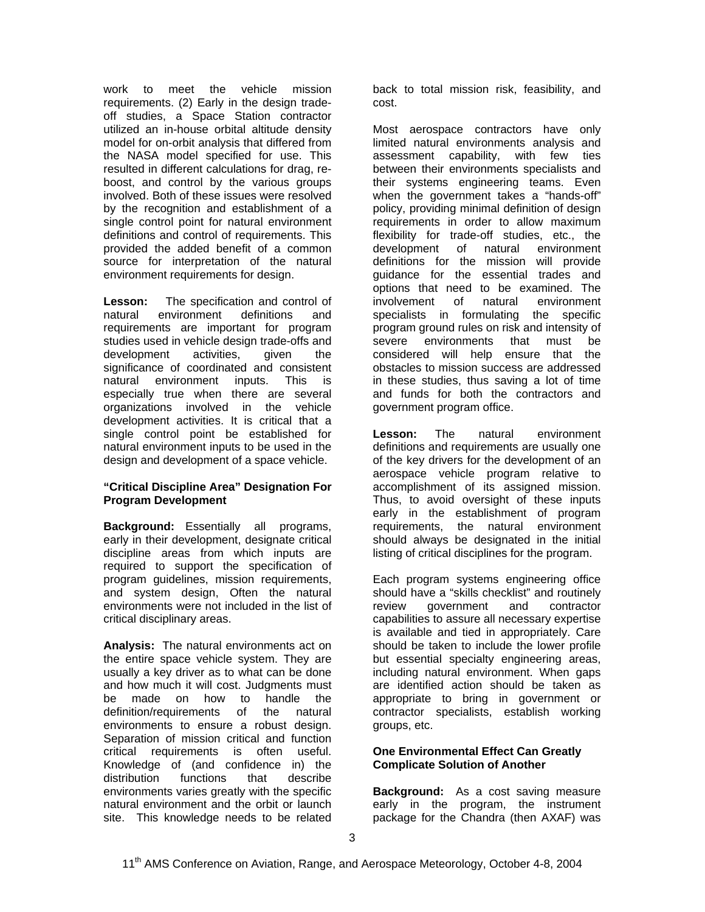work to meet the vehicle mission requirements. (2) Early in the design trade-off studies, a Space Station contractor utilized an in-house orbital altitude density model for on-orbit analysis that differed from the NASA model specified for use. This resulted in different calculations for drag, re-boost, and control by the various groups involved. Both of these issues were resolved by the recognition and establishment of a single control point for natural environment definitions and control of requirements. This provided the added benefit of a common source for interpretation of the natural environment requirements for design.

**Lesson:** The specification and control of natural environment definitions and requirements are important for program studies used in vehicle design trade-offs and development activities, given the significance of coordinated and consistent natural environment inputs. This is especially true when there are several organizations involved in the vehicle development activities. It is critical that a single control point be established for natural environment inputs to be used in the design and development of a space vehicle.

### "Critical Discipline Area" Designation For Program Development

**Background:** Essentially all programs, early in their development, designate critical discipline areas from which inputs are required to support the specification of program guidelines, mission requirements, and system design, Often the natural environments were not included in the list of critical disciplinary areas.

**Analysis:** The natural environments act on the entire space vehicle system. They are usually a key driver as to what can be done and how much it will cost. Judgments must be made on how to handle the definition/requirements of the natural environments to ensure a robust design. Separation of mission critical and function critical requirements is often useful. Knowledge of (and confidence in) the distribution functions that describe environments varies greatly with the specific natural environment and the orbit or launch site. This knowledge needs to be related back to total mission risk, feasibility, and cost.

Most aerospace contractors have only limited natural environments analysis and assessment capability, with few ties between their environments specialists and their systems engineering teams. Even when the government takes a "hands-off" policy, providing minimal definition of design requirements in order to allow maximum flexibility for trade-off studies, etc., the development of natural environment definitions for the mission will provide guidance for the essential trades and options that need to be examined. The involvement of natural environment specialists in formulating the specific program ground rules on risk and intensity of severe environments that must be considered will help ensure that the obstacles to mission success are addressed in these studies, thus saving a lot of time and funds for both the contractors and government program office.

**Lesson:** The natural environment definitions and requirements are usually one of the key drivers for the development of an aerospace vehicle program relative to accomplishment of its assigned mission. Thus, to avoid oversight of these inputs early in the establishment of program requirements, the natural environment should always be designated in the initial listing of critical disciplines for the program.

Each program systems engineering office should have a "skills checklist" and routinely review government and contractor capabilities to assure all necessary expertise is available and tied in appropriately. Care should be taken to include the lower profile but essential specialty engineering areas, including natural environment. When gaps are identified action should be taken as appropriate to bring in government or contractor specialists, establish working groups, etc.

### One Environmental Effect Can Greatly Complicate Solution of Another

**Background:** As a cost saving measure early in the program, the instrument package for the Chandra (then AXAF) was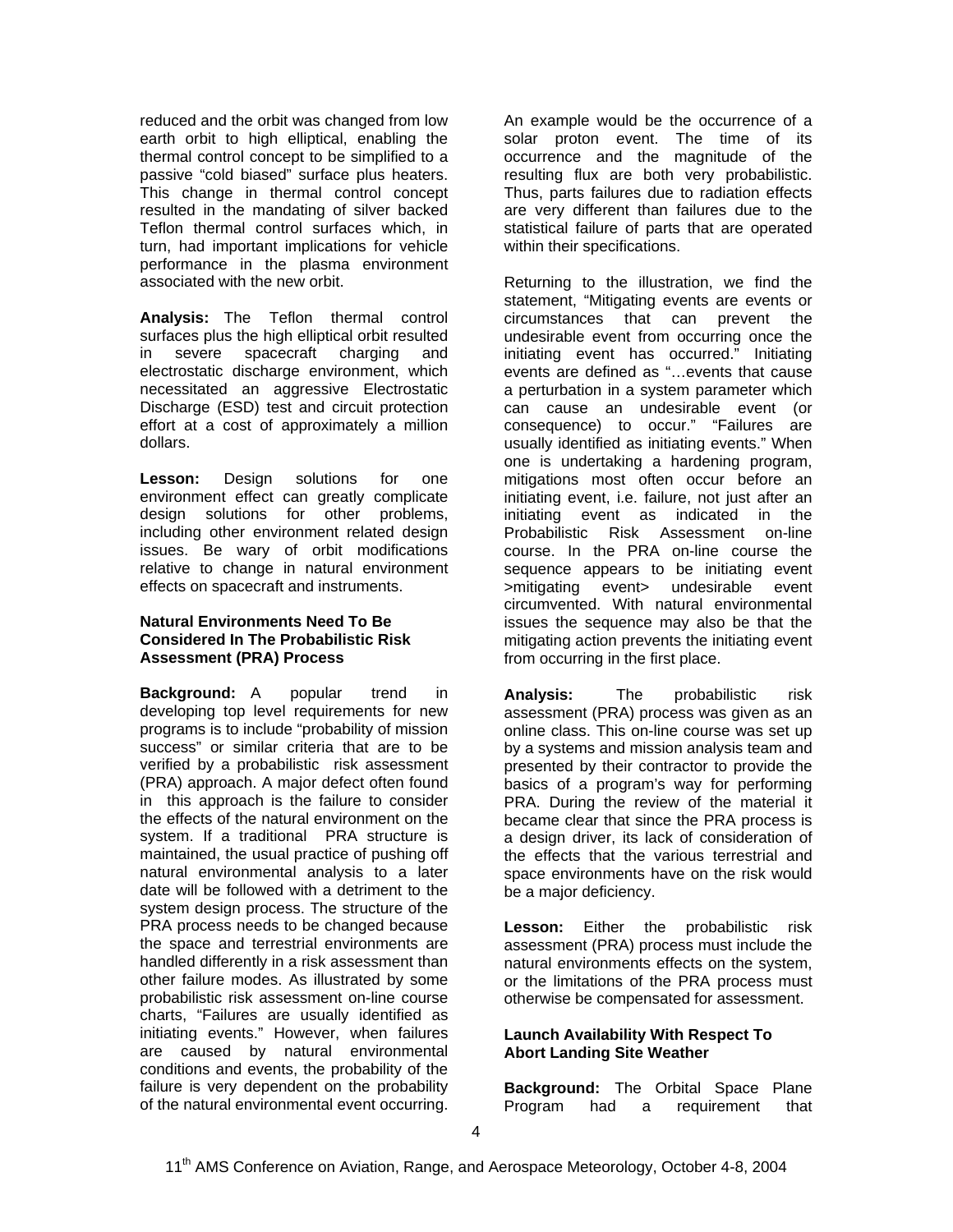reduced and the orbit was changed from low earth orbit to high elliptical, enabling the thermal control concept to be simplified to a passive "cold biased" surface plus heaters. This change in thermal control concept resulted in the mandating of silver backed Teflon thermal control surfaces which, in turn, had important implications for vehicle performance in the plasma environment associated with the new orbit.

**Analysis:** The Teflon thermal control surfaces plus the high elliptical orbit resulted in severe spacecraft charging and electrostatic discharge environment, which necessitated an aggressive Electrostatic Discharge (ESD) test and circuit protection effort at a cost of approximately a million dollars.

**Lesson:** Design solutions for one environment effect can greatly complicate design solutions for other problems, including other environment related design issues. Be wary of orbit modifications relative to change in natural environment effects on spacecraft and instruments.

### Natural Environments Need To Be Considered In The Probabilistic Risk Assessment (PRA) Process

**Background:** A popular trend in developing top level requirements for new programs is to include "probability of mission success" or similar criteria that are to be verified by a probabilistic risk assessment (PRA) approach. A major defect often found in this approach is the failure to consider the effects of the natural environment on the system. If a traditional PRA structure is maintained, the usual practice of pushing off natural environmental analysis to a later date will be followed with a detriment to the system design process. The structure of the PRA process needs to be changed because the space and terrestrial environments are handled differently in a risk assessment than other failure modes. As illustrated by some probabilistic risk assessment on-line course charts, "Failures are usually identified as initiating events." However, when failures are caused by natural environmental conditions and events, the probability of the failure is very dependent on the probability of the natural environmental event occurring. An example would be the occurrence of a solar proton event. The time of its occurrence and the magnitude of the resulting flux are both very probabilistic. Thus, parts failures due to radiation effects are very different than failures due to the statistical failure of parts that are operated within their specifications.

Returning to the illustration, we find the statement, "Mitigating events are events or circumstances that can prevent the undesirable event from occurring once the initiating event has occurred." Initiating events are defined as "…events that cause a perturbation in a system parameter which can cause an undesirable event (or consequence) to occur." "Failures are usually identified as initiating events." When one is undertaking a hardening program, mitigations most often occur before an initiating event, i.e. failure, not just after an initiating event as indicated in the Probabilistic Risk Assessment on-line course. In the PRA on-line course the sequence appears to be initiating event >mitigating event> undesirable event circumvented. With natural environmental issues the sequence may also be that the mitigating action prevents the initiating event from occurring in the first place.

**Analysis:** The probabilistic risk assessment (PRA) process was given as an online class. This on-line course was set up by a systems and mission analysis team and presented by their contractor to provide the basics of a program's way for performing PRA. During the review of the material it became clear that since the PRA process is a design driver, its lack of consideration of the effects that the various terrestrial and space environments have on the risk would be a major deficiency.

**Lesson:** Either the probabilistic risk assessment (PRA) process must include the natural environments effects on the system, or the limitations of the PRA process must otherwise be compensated for assessment.

### Launch Availability With Respect To Abort Landing Site Weather

**Background:** The Orbital Space Plane Program had a requirement that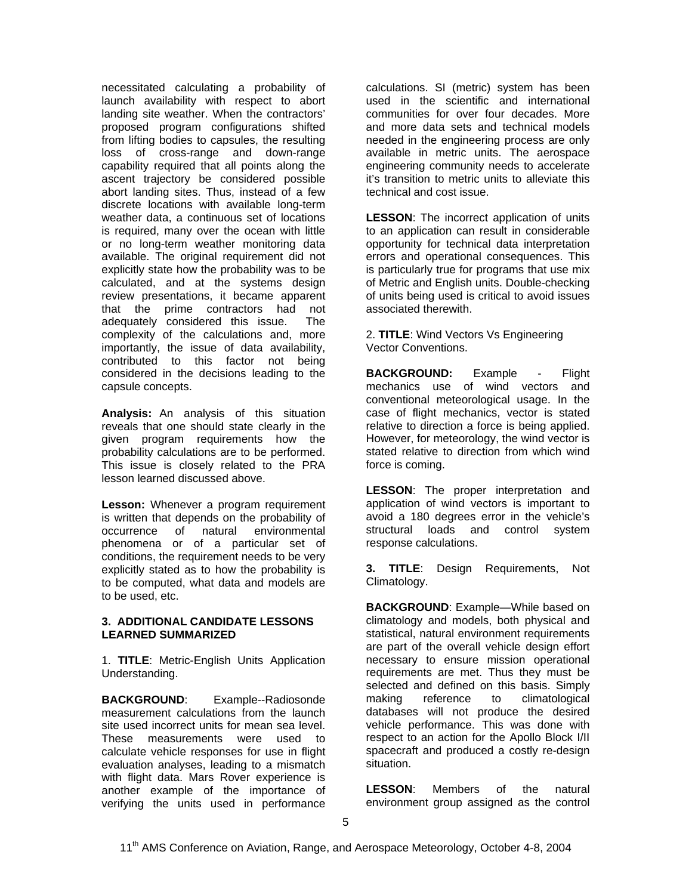necessitated calculating a probability of launch availability with respect to abort landing site weather. When the contractors' proposed program configurations shifted from lifting bodies to capsules, the resulting loss of cross-range and down-range capability required that all points along the ascent trajectory be considered possible abort landing sites. Thus, instead of a few discrete locations with available long-term weather data, a continuous set of locations is required, many over the ocean with little or no long-term weather monitoring data available. The original requirement did not explicitly state how the probability was to be calculated, and at the systems design review presentations, it became apparent that the prime contractors had not adequately considered this issue. The complexity of the calculations and, more importantly, the issue of data availability, contributed to this factor not being considered in the decisions leading to the capsule concepts.

**Analysis:** An analysis of this situation reveals that one should state clearly in the given program requirements how the probability calculations are to be performed. This issue is closely related to the PRA lesson learned discussed above.

**Lesson:** Whenever a program requirement is written that depends on the probability of occurrence of natural environmental phenomena or of a particular set of conditions, the requirement needs to be very explicitly stated as to how the probability is to be computed, what data and models are to be used, etc.

### 3. ADDITIONAL CANDIDATE LESSONS LEARNED SUMMARIZED

1. **TITLE**: Metric-English Units Application Understanding.

**BACKGROUND**: Example--Radiosonde measurement calculations from the launch site used incorrect units for mean sea level. These measurements were used to calculate vehicle responses for use in flight evaluation analyses, leading to a mismatch with flight data. Mars Rover experience is another example of the importance of verifying the units used in performance calculations. SI (metric) system has been used in the scientific and international communities for over four decades. More and more data sets and technical models needed in the engineering process are only available in metric units. The aerospace engineering community needs to accelerate it's transition to metric units to alleviate this technical and cost issue.

**LESSON**: The incorrect application of units to an application can result in considerable opportunity for technical data interpretation errors and operational consequences. This is particularly true for programs that use mix of Metric and English units. Double-checking of units being used is critical to avoid issues associated therewith.

2. **TITLE**: Wind Vectors Vs Engineering Vector Conventions.

**BACKGROUND:** Example - Flight mechanics use of wind vectors and conventional meteorological usage. In the case of flight mechanics, vector is stated relative to direction a force is being applied. However, for meteorology, the wind vector is stated relative to direction from which wind force is coming.

**LESSON**: The proper interpretation and application of wind vectors is important to avoid a 180 degrees error in the vehicle's structural loads and control system response calculations.

**3. TITLE**: Design Requirements, Not Climatology.

**BACKGROUND**: Example—While based on climatology and models, both physical and statistical, natural environment requirements are part of the overall vehicle design effort necessary to ensure mission operational requirements are met. Thus they must be selected and defined on this basis. Simply making reference to climatological databases will not produce the desired vehicle performance. This was done with respect to an action for the Apollo Block I/II spacecraft and produced a costly re-design situation.

**LESSON**: Members of the natural environment group assigned as the control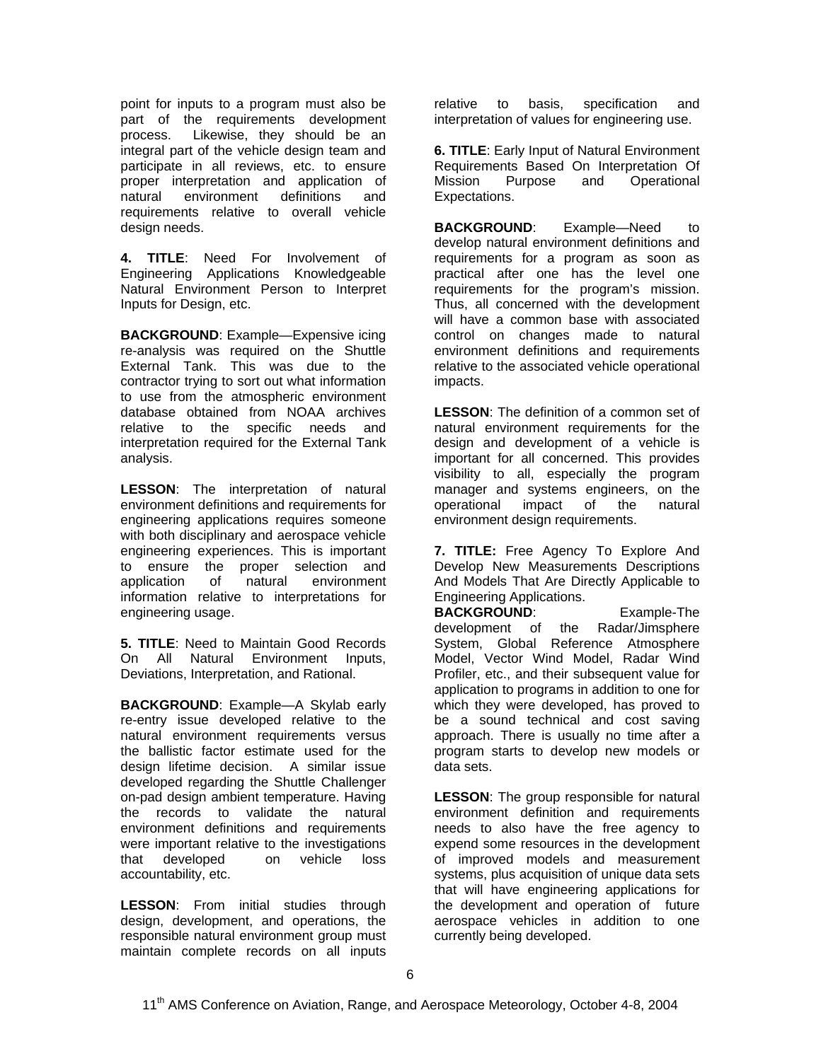point for inputs to a program must also be part of the requirements development process. Likewise, they should be an integral part of the vehicle design team and participate in all reviews, etc. to ensure proper interpretation and application of natural environment definitions and requirements relative to overall vehicle design needs.

**4. TITLE**: Need For Involvement of Engineering Applications Knowledgeable Natural Environment Person to Interpret Inputs for Design, etc.

**BACKGROUND**: Example—Expensive icing re-analysis was required on the Shuttle External Tank. This was due to the contractor trying to sort out what information to use from the atmospheric environment database obtained from NOAA archives relative to the specific needs and interpretation required for the External Tank analysis.

**LESSON**: The interpretation of natural environment definitions and requirements for engineering applications requires someone with both disciplinary and aerospace vehicle engineering experiences. This is important to ensure the proper selection and application of natural environment information relative to interpretations for engineering usage.

**5. TITLE**: Need to Maintain Good Records On All Natural Environment Inputs, Deviations, Interpretation, and Rational.

**BACKGROUND**: Example—A Skylab early re-entry issue developed relative to the natural environment requirements versus the ballistic factor estimate used for the design lifetime decision. A similar issue developed regarding the Shuttle Challenger on-pad design ambient temperature. Having the records to validate the natural environment definitions and requirements were important relative to the investigations that developed on vehicle loss accountability, etc.

**LESSON**: From initial studies through design, development, and operations, the responsible natural environment group must maintain complete records on all inputs relative to basis, specification and interpretation of values for engineering use.

**6. TITLE**: Early Input of Natural Environment Requirements Based On Interpretation Of Mission Purpose and Operational Expectations.

**BACKGROUND**: Example—Need to develop natural environment definitions and requirements for a program as soon as practical after one has the level one requirements for the program's mission. Thus, all concerned with the development will have a common base with associated control on changes made to natural environment definitions and requirements relative to the associated vehicle operational impacts.

**LESSON**: The definition of a common set of natural environment requirements for the design and development of a vehicle is important for all concerned. This provides visibility to all, especially the program manager and systems engineers, on the operational impact of the natural environment design requirements.

**7. TITLE:** Free Agency To Explore And Develop New Measurements Descriptions And Models That Are Directly Applicable to Engineering Applications.

**BACKGROUND**: Example-The development of the Radar/Jimsphere System, Global Reference Atmosphere Model, Vector Wind Model, Radar Wind Profiler, etc., and their subsequent value for application to programs in addition to one for which they were developed, has proved to be a sound technical and cost saving approach. There is usually no time after a program starts to develop new models or data sets.

**LESSON**: The group responsible for natural environment definition and requirements needs to also have the free agency to expend some resources in the development of improved models and measurement systems, plus acquisition of unique data sets that will have engineering applications for the development and operation of future aerospace vehicles in addition to one currently being developed.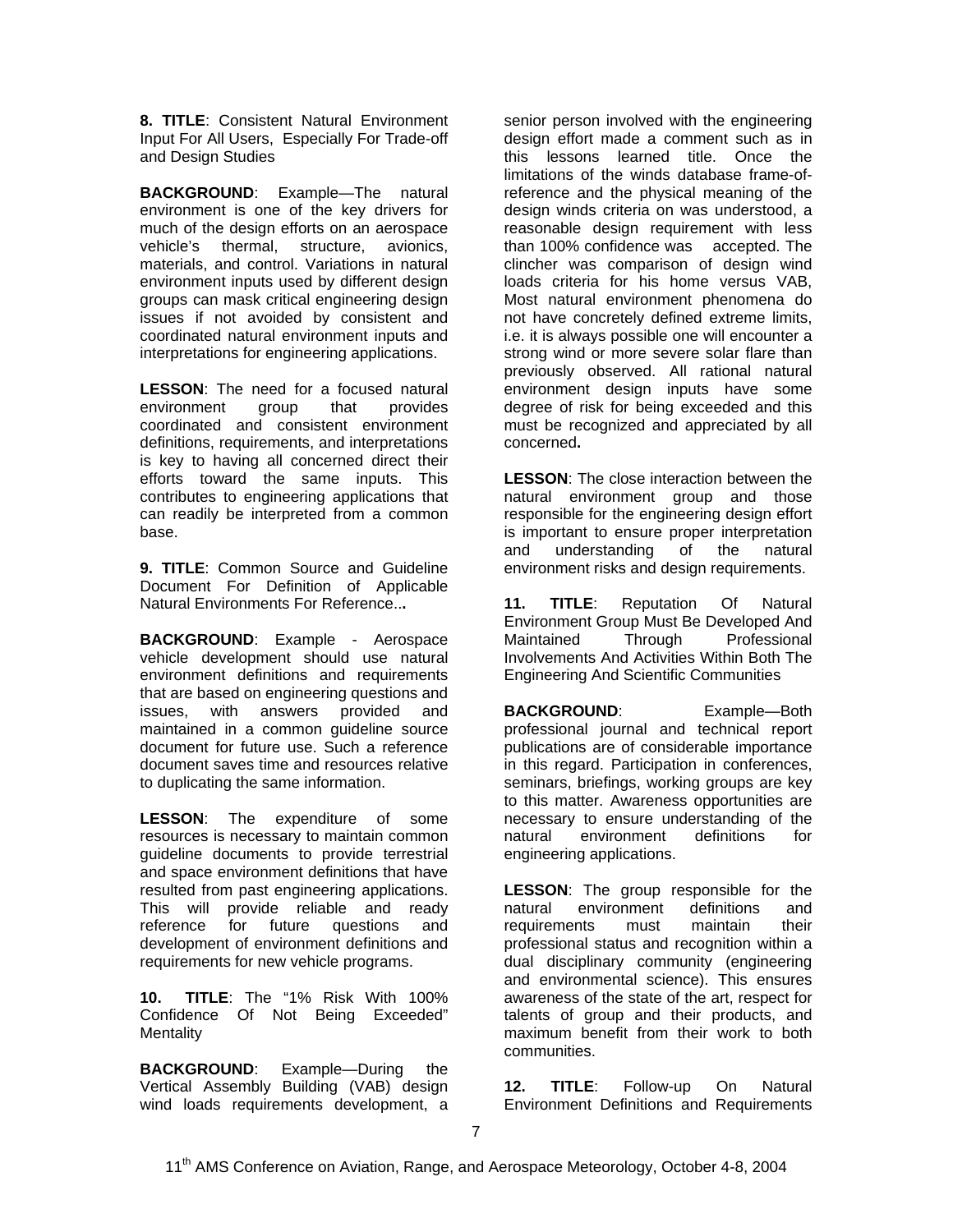**8. TITLE**: Consistent Natural Environment Input For All Users, Especially For Trade-off and Design Studies

**BACKGROUND**: Example—The natural environment is one of the key drivers for much of the design efforts on an aerospace vehicle's thermal, structure, avionics, materials, and control. Variations in natural environment inputs used by different design groups can mask critical engineering design issues if not avoided by consistent and coordinated natural environment inputs and interpretations for engineering applications.

**LESSON**: The need for a focused natural environment group that provides coordinated and consistent environment definitions, requirements, and interpretations is key to having all concerned direct their efforts toward the same inputs. This contributes to engineering applications that can readily be interpreted from a common base.

**9. TITLE**: Common Source and Guideline Document For Definition of Applicable Natural Environments For Reference...

**BACKGROUND**: Example - Aerospace vehicle development should use natural environment definitions and requirements that are based on engineering questions and issues, with answers provided and maintained in a common guideline source document for future use. Such a reference document saves time and resources relative to duplicating the same information.

**LESSON**: The expenditure of some resources is necessary to maintain common guideline documents to provide terrestrial and space environment definitions that have resulted from past engineering applications. This will provide reliable and ready reference for future questions and development of environment definitions and requirements for new vehicle programs.

**10. TITLE**: The "1% Risk With 100% Confidence Of Not Being Exceeded" Mentality

**BACKGROUND**: Example—During the Vertical Assembly Building (VAB) design wind loads requirements development, a senior person involved with the engineering design effort made a comment such as in this lessons learned title. Once the limitations of the winds database frame-of-reference and the physical meaning of the design winds criteria on was understood, a reasonable design requirement with less than 100% confidence was accepted. The clincher was comparison of design wind loads criteria for his home versus VAB, Most natural environment phenomena do not have concretely defined extreme limits, i.e. it is always possible one will encounter a strong wind or more severe solar flare than previously observed. All rational natural environment design inputs have some degree of risk for being exceeded and this must be recognized and appreciated by all concerned**.**

**LESSON**: The close interaction between the natural environment group and those responsible for the engineering design effort is important to ensure proper interpretation and understanding of the natural environment risks and design requirements.

**11. TITLE**: Reputation Of Natural Environment Group Must Be Developed And Maintained Through Professional Involvements And Activities Within Both The Engineering And Scientific Communities

**BACKGROUND**: Example—Both professional journal and technical report publications are of considerable importance in this regard. Participation in conferences, seminars, briefings, working groups are key to this matter. Awareness opportunities are necessary to ensure understanding of the natural environment definitions for engineering applications.

**LESSON**: The group responsible for the natural environment definitions and requirements must maintain their professional status and recognition within a dual disciplinary community (engineering and environmental science). This ensures awareness of the state of the art, respect for talents of group and their products, and maximum benefit from their work to both communities.

**12. TITLE**: Follow-up On Natural Environment Definitions and Requirements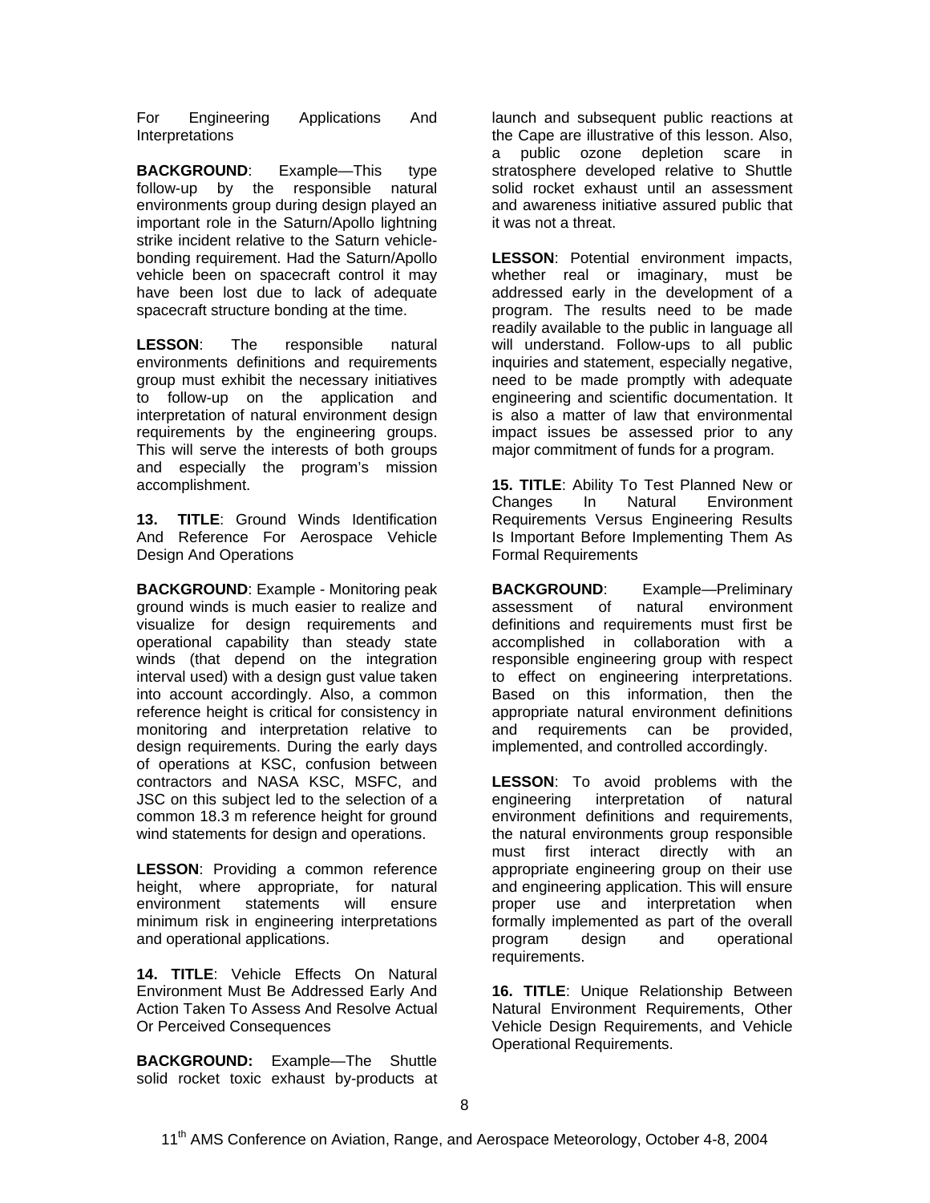For Engineering Applications And Interpretations

**BACKGROUND**: Example—This type follow-up by the responsible natural environments group during design played an important role in the Saturn/Apollo lightning strike incident relative to the Saturn vehicle-bonding requirement. Had the Saturn/Apollo vehicle been on spacecraft control it may have been lost due to lack of adequate spacecraft structure bonding at the time.

**LESSON**: The responsible natural environments definitions and requirements group must exhibit the necessary initiatives to follow-up on the application and interpretation of natural environment design requirements by the engineering groups. This will serve the interests of both groups and especially the program's mission accomplishment.

**13. TITLE**: Ground Winds Identification And Reference For Aerospace Vehicle Design And Operations

**BACKGROUND**: Example - Monitoring peak ground winds is much easier to realize and visualize for design requirements and operational capability than steady state winds (that depend on the integration interval used) with a design gust value taken into account accordingly. Also, a common reference height is critical for consistency in monitoring and interpretation relative to design requirements. During the early days of operations at KSC, confusion between contractors and NASA KSC, MSFC, and JSC on this subject led to the selection of a common 18.3 m reference height for ground wind statements for design and operations.

**LESSON**: Providing a common reference height, where appropriate, for natural environment statements will ensure minimum risk in engineering interpretations and operational applications.

**14. TITLE**: Vehicle Effects On Natural Environment Must Be Addressed Early And Action Taken To Assess And Resolve Actual Or Perceived Consequences

**BACKGROUND:** Example—The Shuttle solid rocket toxic exhaust by-products at launch and subsequent public reactions at the Cape are illustrative of this lesson. Also, a public ozone depletion scare in stratosphere developed relative to Shuttle solid rocket exhaust until an assessment and awareness initiative assured public that it was not a threat.

**LESSON**: Potential environment impacts, whether real or imaginary, must be addressed early in the development of a program. The results need to be made readily available to the public in language all will understand. Follow-ups to all public inquiries and statement, especially negative, need to be made promptly with adequate engineering and scientific documentation. It is also a matter of law that environmental impact issues be assessed prior to any major commitment of funds for a program.

**15. TITLE**: Ability To Test Planned New or Changes In Natural Environment Requirements Versus Engineering Results Is Important Before Implementing Them As Formal Requirements

**BACKGROUND**: Example—Preliminary assessment of natural environment definitions and requirements must first be accomplished in collaboration with a responsible engineering group with respect to effect on engineering interpretations. Based on this information, then the appropriate natural environment definitions and requirements can be provided, implemented, and controlled accordingly.

**LESSON**: To avoid problems with the engineering interpretation of natural environment definitions and requirements, the natural environments group responsible must first interact directly with an appropriate engineering group on their use and engineering application. This will ensure proper use and interpretation when formally implemented as part of the overall program design and operational requirements.

**16. TITLE**: Unique Relationship Between Natural Environment Requirements, Other Vehicle Design Requirements, and Vehicle Operational Requirements.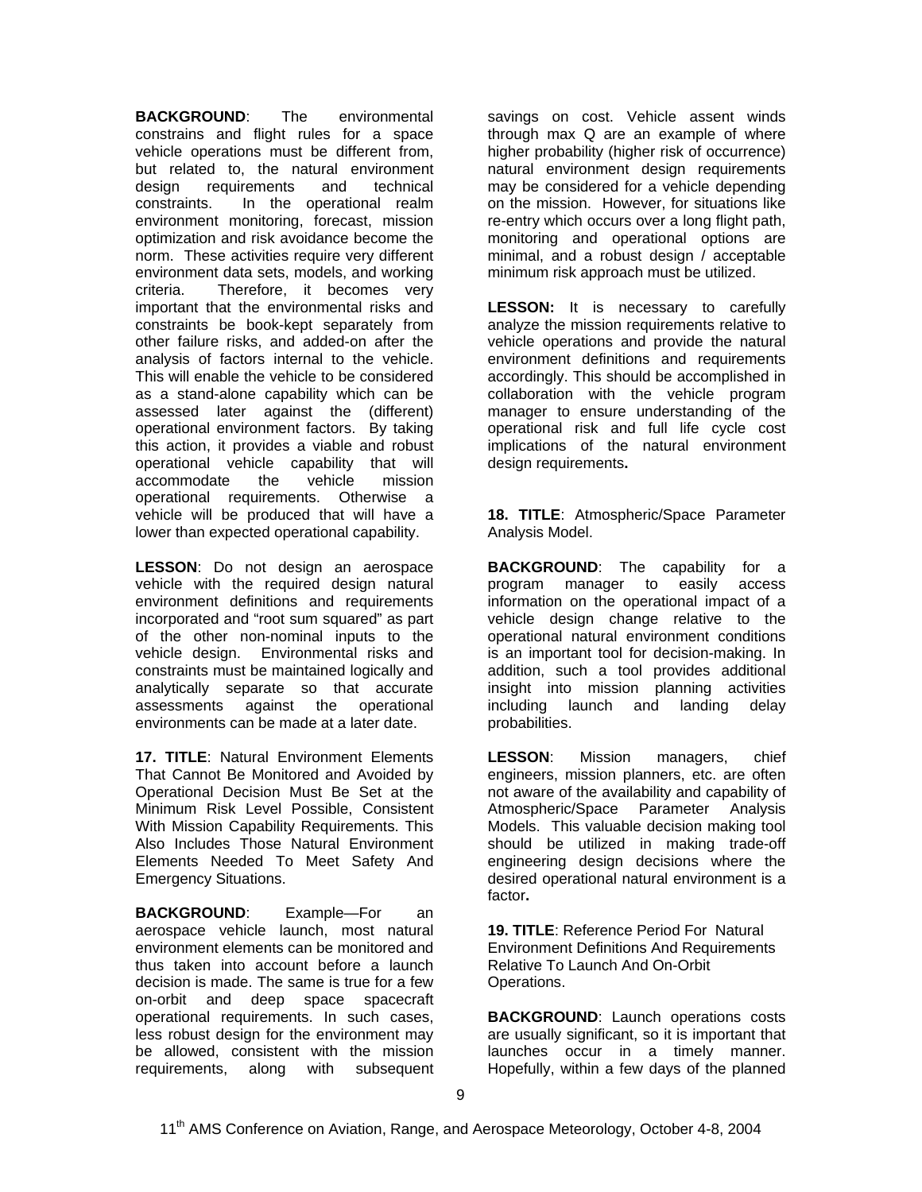**BACKGROUND**: The environmental constrains and flight rules for a space vehicle operations must be different from, but related to, the natural environment design requirements and technical constraints. In the operational realm environment monitoring, forecast, mission optimization and risk avoidance become the norm. These activities require very different environment data sets, models, and working criteria. Therefore, it becomes very important that the environmental risks and constraints be book-kept separately from other failure risks, and added-on after the analysis of factors internal to the vehicle. This will enable the vehicle to be considered as a stand-alone capability which can be assessed later against the (different) operational environment factors. By taking this action, it provides a viable and robust operational vehicle capability that will accommodate the vehicle mission operational requirements. Otherwise a vehicle will be produced that will have a lower than expected operational capability.

**LESSON**: Do not design an aerospace vehicle with the required design natural environment definitions and requirements incorporated and "root sum squared" as part of the other non-nominal inputs to the vehicle design. Environmental risks and constraints must be maintained logically and analytically separate so that accurate assessments against the operational environments can be made at a later date.

**17. TITLE**: Natural Environment Elements That Cannot Be Monitored and Avoided by Operational Decision Must Be Set at the Minimum Risk Level Possible, Consistent With Mission Capability Requirements. This Also Includes Those Natural Environment Elements Needed To Meet Safety And Emergency Situations.

**BACKGROUND**: Example—For an aerospace vehicle launch, most natural environment elements can be monitored and thus taken into account before a launch decision is made. The same is true for a few on-orbit and deep space spacecraft operational requirements. In such cases, less robust design for the environment may be allowed, consistent with the mission requirements, along with subsequent savings on cost. Vehicle assent winds through max Q are an example of where higher probability (higher risk of occurrence) natural environment design requirements may be considered for a vehicle depending on the mission. However, for situations like re-entry which occurs over a long flight path, monitoring and operational options are minimal, and a robust design / acceptable minimum risk approach must be utilized.

**LESSON:** It is necessary to carefully analyze the mission requirements relative to vehicle operations and provide the natural environment definitions and requirements accordingly. This should be accomplished in collaboration with the vehicle program manager to ensure understanding of the operational risk and full life cycle cost implications of the natural environment design requirements**.**

**18. TITLE**: Atmospheric/Space Parameter Analysis Model.

**BACKGROUND**: The capability for a program manager to easily access information on the operational impact of a vehicle design change relative to the operational natural environment conditions is an important tool for decision-making. In addition, such a tool provides additional insight into mission planning activities including launch and landing delay probabilities.

**LESSON**: Mission managers, chief engineers, mission planners, etc. are often not aware of the availability and capability of Atmospheric/Space Parameter Analysis Models. This valuable decision making tool should be utilized in making trade-off engineering design decisions where the desired operational natural environment is a factor**.**

**19. TITLE**: Reference Period For Natural Environment Definitions And Requirements Relative To Launch And On-Orbit Operations.

**BACKGROUND**: Launch operations costs are usually significant, so it is important that launches occur in a timely manner. Hopefully, within a few days of the planned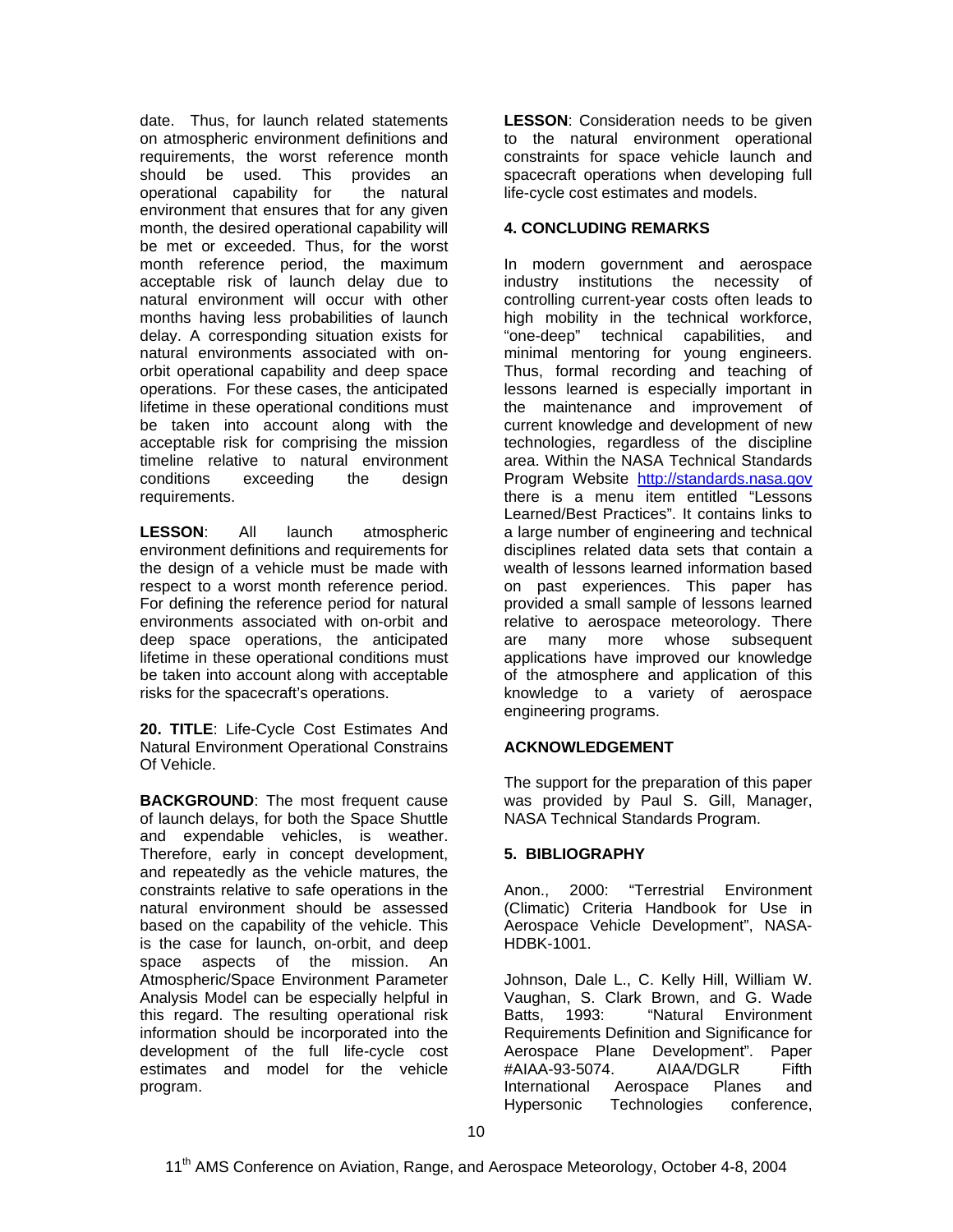date. Thus, for launch related statements on atmospheric environment definitions and requirements, the worst reference month should be used. This provides an operational capability for the natural environment that ensures that for any given month, the desired operational capability will be met or exceeded. Thus, for the worst month reference period, the maximum acceptable risk of launch delay due to natural environment will occur with other months having less probabilities of launch delay. A corresponding situation exists for natural environments associated with on-orbit operational capability and deep space operations. For these cases, the anticipated lifetime in these operational conditions must be taken into account along with the acceptable risk for comprising the mission timeline relative to natural environment conditions exceeding the design requirements.

**LESSON**: All launch atmospheric environment definitions and requirements for the design of a vehicle must be made with respect to a worst month reference period. For defining the reference period for natural environments associated with on-orbit and deep space operations, the anticipated lifetime in these operational conditions must be taken into account along with acceptable risks for the spacecraft's operations.

**20. TITLE**: Life-Cycle Cost Estimates And Natural Environment Operational Constrains Of Vehicle.

**BACKGROUND**: The most frequent cause of launch delays, for both the Space Shuttle and expendable vehicles, is weather. Therefore, early in concept development, and repeatedly as the vehicle matures, the constraints relative to safe operations in the natural environment should be assessed based on the capability of the vehicle. This is the case for launch, on-orbit, and deep space aspects of the mission. An Atmospheric/Space Environment Parameter Analysis Model can be especially helpful in this regard. The resulting operational risk information should be incorporated into the development of the full life-cycle cost estimates and model for the vehicle program.

**LESSON**: Consideration needs to be given to the natural environment operational constraints for space vehicle launch and spacecraft operations when developing full life-cycle cost estimates and models.

## 4. CONCLUDING REMARKS

In modern government and aerospace industry institutions the necessity of controlling current-year costs often leads to high mobility in the technical workforce, "one-deep" technical capabilities, and minimal mentoring for young engineers. Thus, formal recording and teaching of lessons learned is especially important in the maintenance and improvement of current knowledge and development of new technologies, regardless of the discipline area. Within the NASA Technical Standards Program Website http://standards.nasa.gov there is a menu item entitled "Lessons Learned/Best Practices". It contains links to a large number of engineering and technical disciplines related data sets that contain a wealth of lessons learned information based on past experiences. This paper has provided a small sample of lessons learned relative to aerospace meteorology. There are many more whose subsequent applications have improved our knowledge of the atmosphere and application of this knowledge to a variety of aerospace engineering programs.

## ACKNOWLEDGEMENT

The support for the preparation of this paper was provided by Paul S. Gill, Manager, NASA Technical Standards Program.

## 5. BIBLIOGRAPHY

Anon., 2000: "Terrestrial Environment (Climatic) Criteria Handbook for Use in Aerospace Vehicle Development", NASA-HDBK-1001.

Johnson, Dale L., C. Kelly Hill, William W. Vaughan, S. Clark Brown, and G. Wade Batts, 1993: "Natural Environment Requirements Definition and Significance for Aerospace Plane Development". Paper #AIAA-93-5074. AIAA/DGLR Fifth International Aerospace Planes and Hypersonic Technologies conference,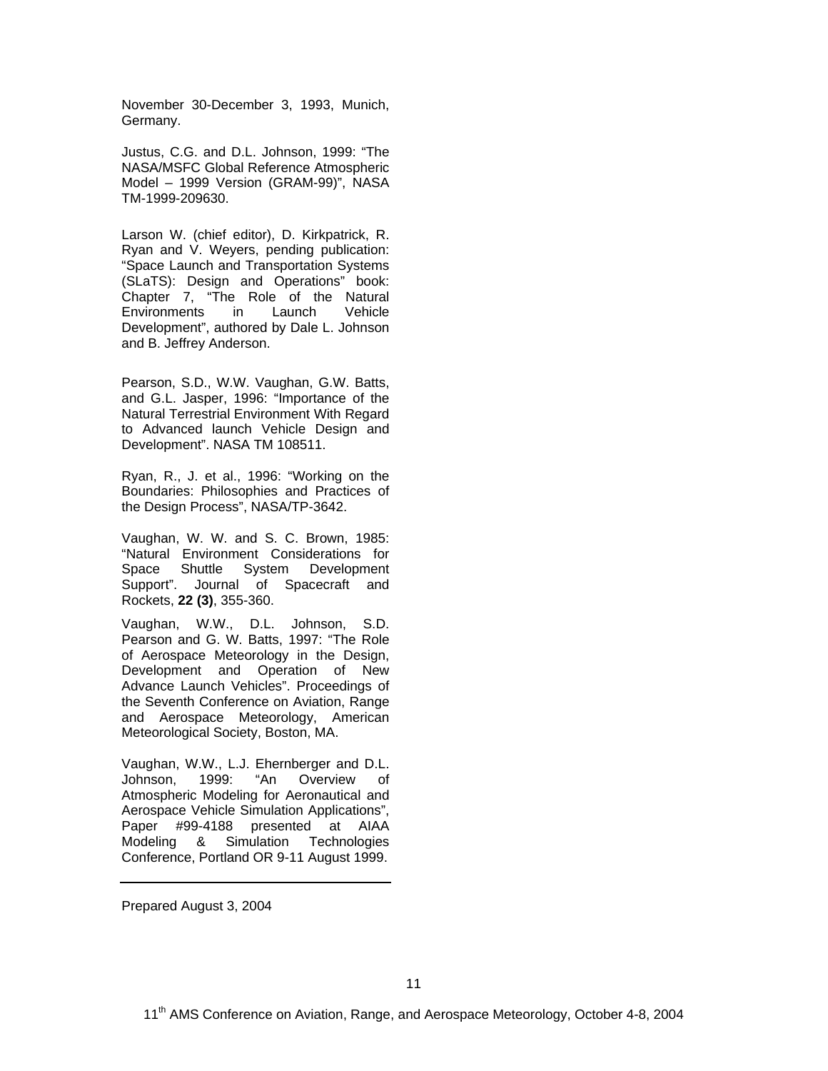November 30-December 3, 1993, Munich, Germany.

Justus, C.G. and D.L. Johnson, 1999: "The NASA/MSFC Global Reference Atmospheric Model – 1999 Version (GRAM-99)", NASA TM-1999-209630.

Larson W. (chief editor), D. Kirkpatrick, R. Ryan and V. Weyers, pending publication: "Space Launch and Transportation Systems (SLaTS): Design and Operations" book: Chapter 7, "The Role of the Natural Environments in Launch Vehicle Development", authored by Dale L. Johnson and B. Jeffrey Anderson.

Pearson, S.D., W.W. Vaughan, G.W. Batts, and G.L. Jasper, 1996: "Importance of the Natural Terrestrial Environment With Regard to Advanced launch Vehicle Design and Development". NASA TM 108511.

Ryan, R., J. et al., 1996: "Working on the Boundaries: Philosophies and Practices of the Design Process", NASA/TP-3642.

Vaughan, W. W. and S. C. Brown, 1985: "Natural Environment Considerations for Space Shuttle System Development Support". Journal of Spacecraft and Rockets, **22 (3)**, 355-360.

Vaughan, W.W., D.L. Johnson, S.D. Pearson and G. W. Batts, 1997: "The Role of Aerospace Meteorology in the Design, Development and Operation of New Advance Launch Vehicles". Proceedings of the Seventh Conference on Aviation, Range and Aerospace Meteorology, American Meteorological Society, Boston, MA.

Vaughan, W.W., L.J. Ehernberger and D.L. Johnson, 1999: "An Overview of Atmospheric Modeling for Aeronautical and Aerospace Vehicle Simulation Applications", Paper #99-4188 presented at AIAA Modeling & Simulation Technologies Conference, Portland OR 9-11 August 1999.

---

Prepared August 3, 2004